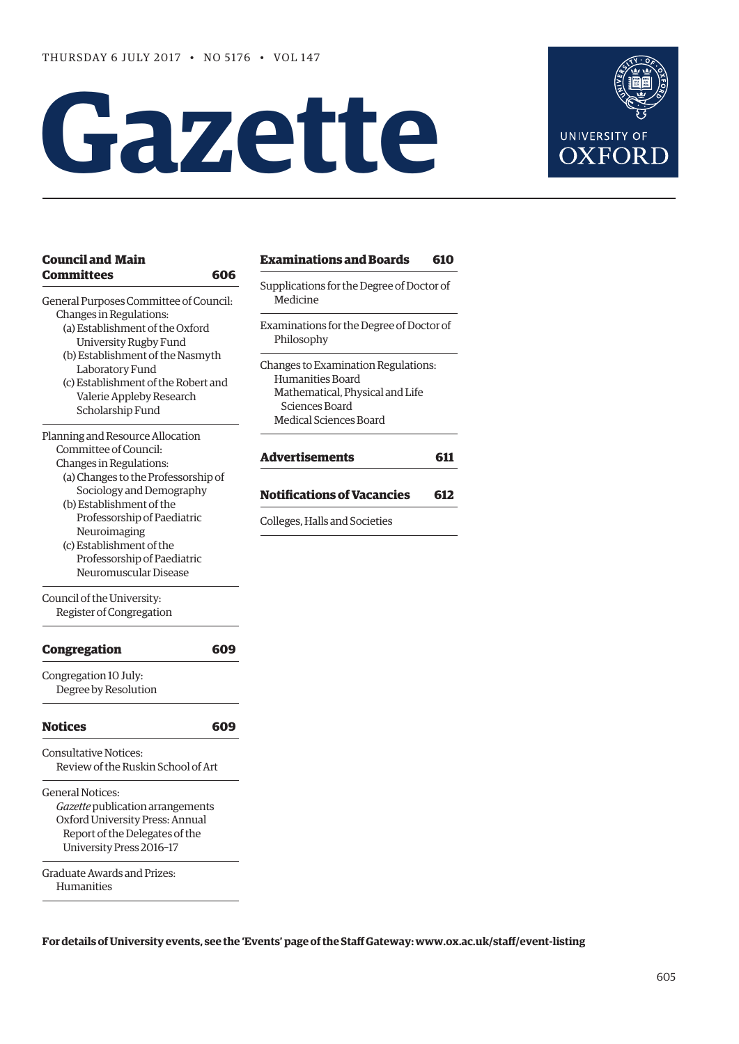THURSDAY 6 JULY 2017 • NO 5176 • VOL 147

# Gazette

UNIVERSITY OF OXFORD

**Council and Main Committees** **606**

General Purposes Committee of Council: Changes in Regulations:
- (a) Establishment of the Oxford University Rugby Fund
- (b) Establishment of the Nasmyth Laboratory Fund
- (c) Establishment of the Robert and Valerie Appleby Research Scholarship Fund

Planning and Resource Allocation Committee of Council: Changes in Regulations:
- (a) Changes to the Professorship of Sociology and Demography
- (b) Establishment of the Professorship of Paediatric Neuroimaging
- (c) Establishment of the Professorship of Paediatric Neuromuscular Disease

Council of the University: Register of Congregation

**Congregation** **609**

Congregation 10 July: Degree by Resolution

**Notices** **609**

Consultative Notices: Review of the Ruskin School of Art

General Notices:
- *Gazette* publication arrangements
- Oxford University Press: Annual Report of the Delegates of the University Press 2016–17

Graduate Awards and Prizes: Humanities

**Examinations and Boards** **610**

Supplications for the Degree of Doctor of Medicine

Examinations for the Degree of Doctor of Philosophy

Changes to Examination Regulations:
- Humanities Board
- Mathematical, Physical and Life Sciences Board
- Medical Sciences Board

**Advertisements** **611**

**Notifications of Vacancies** **612**

Colleges, Halls and Societies

**For details of University events, see the 'Events' page of the Staff Gateway: www.ox.ac.uk/staff/event-listing**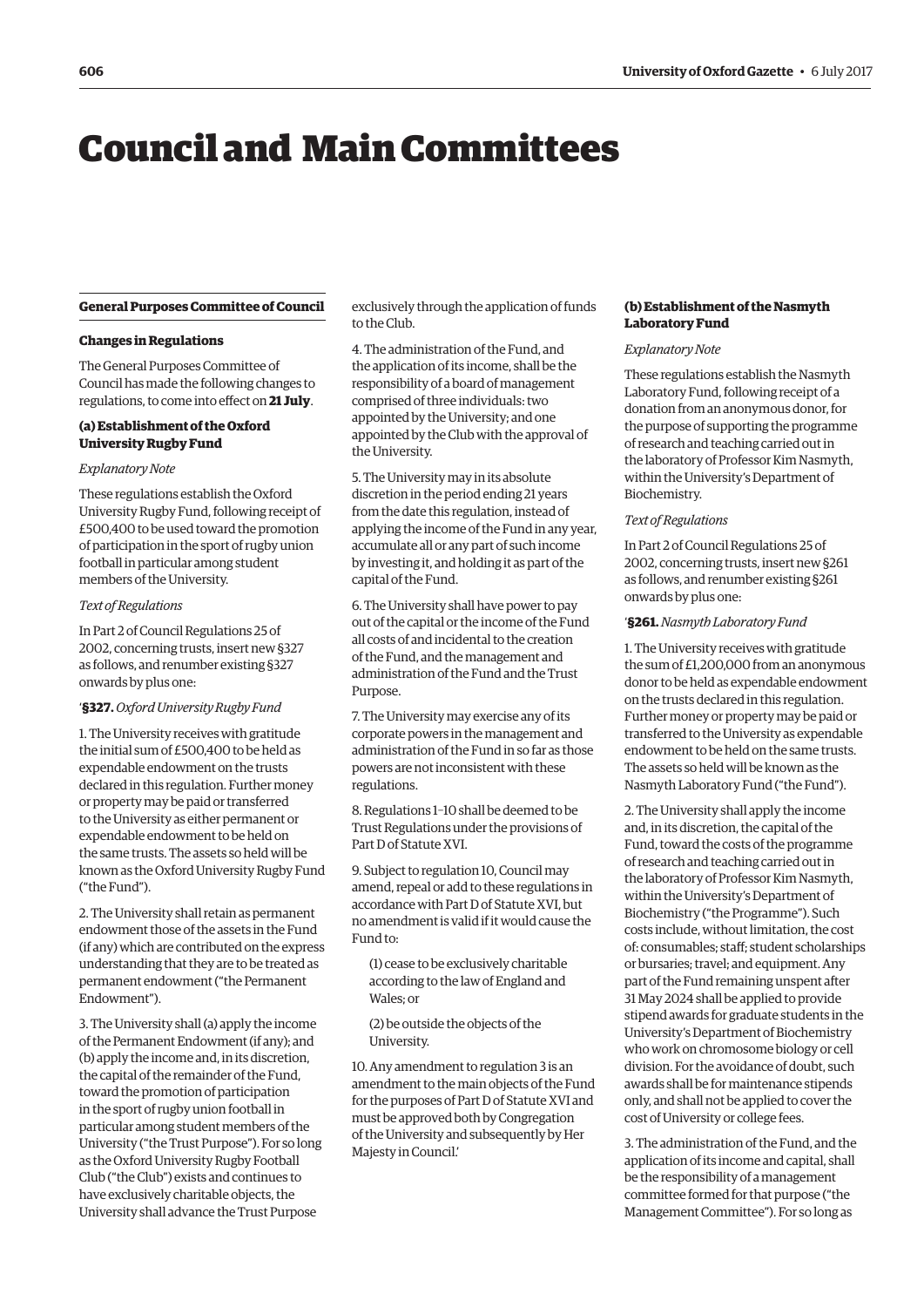# Council and Main Committees

## General Purposes Committee of Council

### Changes in Regulations

The General Purposes Committee of Council has made the following changes to regulations, to come into effect on **21 July**.

#### (a) Establishment of the Oxford University Rugby Fund

*Explanatory Note*

These regulations establish the Oxford University Rugby Fund, following receipt of £500,400 to be used toward the promotion of participation in the sport of rugby union football in particular among student members of the University.

*Text of Regulations*

In Part 2 of Council Regulations 25 of 2002, concerning trusts, insert new §327 as follows, and renumber existing §327 onwards by plus one:

'**§327.** *Oxford University Rugby Fund*

1. The University receives with gratitude the initial sum of £500,400 to be held as expendable endowment on the trusts declared in this regulation. Further money or property may be paid or transferred to the University as either permanent or expendable endowment to be held on the same trusts. The assets so held will be known as the Oxford University Rugby Fund ("the Fund").

2. The University shall retain as permanent endowment those of the assets in the Fund (if any) which are contributed on the express understanding that they are to be treated as permanent endowment ("the Permanent Endowment").

3. The University shall (a) apply the income of the Permanent Endowment (if any); and (b) apply the income and, in its discretion, the capital of the remainder of the Fund, toward the promotion of participation in the sport of rugby union football in particular among student members of the University ("the Trust Purpose"). For so long as the Oxford University Rugby Football Club ("the Club") exists and continues to have exclusively charitable objects, the University shall advance the Trust Purpose exclusively through the application of funds to the Club.

4. The administration of the Fund, and the application of its income, shall be the responsibility of a board of management comprised of three individuals: two appointed by the University; and one appointed by the Club with the approval of the University.

5. The University may in its absolute discretion in the period ending 21 years from the date this regulation, instead of applying the income of the Fund in any year, accumulate all or any part of such income by investing it, and holding it as part of the capital of the Fund.

6. The University shall have power to pay out of the capital or the income of the Fund all costs of and incidental to the creation of the Fund, and the management and administration of the Fund and the Trust Purpose.

7. The University may exercise any of its corporate powers in the management and administration of the Fund in so far as those powers are not inconsistent with these regulations.

8. Regulations 1–10 shall be deemed to be Trust Regulations under the provisions of Part D of Statute XVI.

9. Subject to regulation 10, Council may amend, repeal or add to these regulations in accordance with Part D of Statute XVI, but no amendment is valid if it would cause the Fund to:

   (1) cease to be exclusively charitable according to the law of England and Wales; or

   (2) be outside the objects of the University.

10. Any amendment to regulation 3 is an amendment to the main objects of the Fund for the purposes of Part D of Statute XVI and must be approved both by Congregation of the University and subsequently by Her Majesty in Council.'

#### (b) Establishment of the Nasmyth Laboratory Fund

*Explanatory Note*

These regulations establish the Nasmyth Laboratory Fund, following receipt of a donation from an anonymous donor, for the purpose of supporting the programme of research and teaching carried out in the laboratory of Professor Kim Nasmyth, within the University's Department of Biochemistry.

*Text of Regulations*

In Part 2 of Council Regulations 25 of 2002, concerning trusts, insert new §261 as follows, and renumber existing §261 onwards by plus one:

'**§261.** *Nasmyth Laboratory Fund*

1. The University receives with gratitude the sum of £1,200,000 from an anonymous donor to be held as expendable endowment on the trusts declared in this regulation. Further money or property may be paid or transferred to the University as expendable endowment to be held on the same trusts. The assets so held will be known as the Nasmyth Laboratory Fund ("the Fund").

2. The University shall apply the income and, in its discretion, the capital of the Fund, toward the costs of the programme of research and teaching carried out in the laboratory of Professor Kim Nasmyth, within the University's Department of Biochemistry ("the Programme"). Such costs include, without limitation, the cost of: consumables; staff; student scholarships or bursaries; travel; and equipment. Any part of the Fund remaining unspent after 31 May 2024 shall be applied to provide stipend awards for graduate students in the University's Department of Biochemistry who work on chromosome biology or cell division. For the avoidance of doubt, such awards shall be for maintenance stipends only, and shall not be applied to cover the cost of University or college fees.

3. The administration of the Fund, and the application of its income and capital, shall be the responsibility of a management committee formed for that purpose ("the Management Committee"). For so long as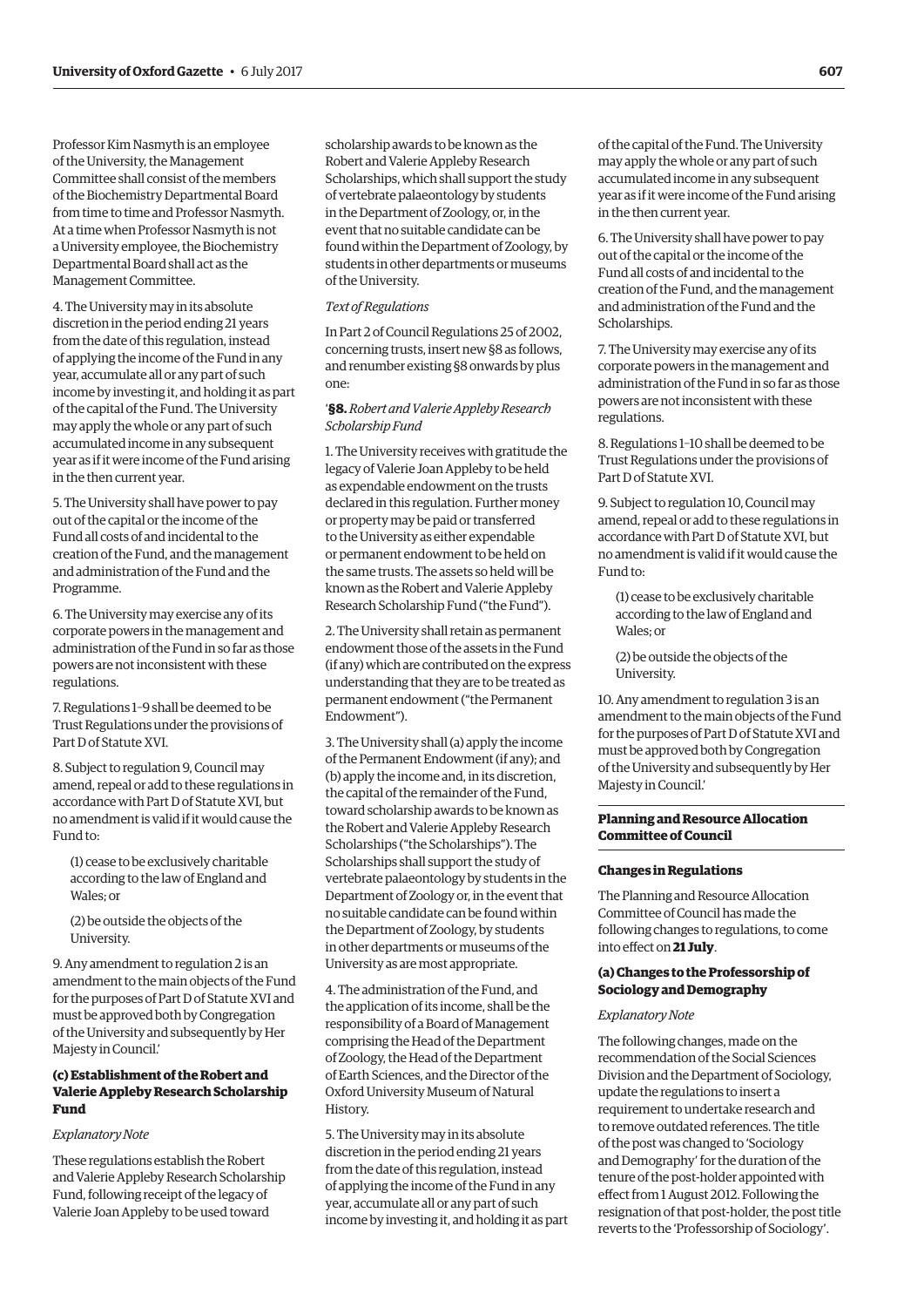Professor Kim Nasmyth is an employee of the University, the Management Committee shall consist of the members of the Biochemistry Departmental Board from time to time and Professor Nasmyth. At a time when Professor Nasmyth is not a University employee, the Biochemistry Departmental Board shall act as the Management Committee.

4. The University may in its absolute discretion in the period ending 21 years from the date of this regulation, instead of applying the income of the Fund in any year, accumulate all or any part of such income by investing it, and holding it as part of the capital of the Fund. The University may apply the whole or any part of such accumulated income in any subsequent year as if it were income of the Fund arising in the then current year.

5. The University shall have power to pay out of the capital or the income of the Fund all costs of and incidental to the creation of the Fund, and the management and administration of the Fund and the Programme.

6. The University may exercise any of its corporate powers in the management and administration of the Fund in so far as those powers are not inconsistent with these regulations.

7. Regulations 1–9 shall be deemed to be Trust Regulations under the provisions of Part D of Statute XVI.

8. Subject to regulation 9, Council may amend, repeal or add to these regulations in accordance with Part D of Statute XVI, but no amendment is valid if it would cause the Fund to:

(1) cease to be exclusively charitable according to the law of England and Wales; or

(2) be outside the objects of the University.

9. Any amendment to regulation 2 is an amendment to the main objects of the Fund for the purposes of Part D of Statute XVI and must be approved both by Congregation of the University and subsequently by Her Majesty in Council.'

### (c) Establishment of the Robert and Valerie Appleby Research Scholarship Fund

*Explanatory Note*

These regulations establish the Robert and Valerie Appleby Research Scholarship Fund, following receipt of the legacy of Valerie Joan Appleby to be used toward scholarship awards to be known as the Robert and Valerie Appleby Research Scholarships, which shall support the study of vertebrate palaeontology by students in the Department of Zoology, or, in the event that no suitable candidate can be found within the Department of Zoology, by students in other departments or museums of the University.

*Text of Regulations*

In Part 2 of Council Regulations 25 of 2002, concerning trusts, insert new §8 as follows, and renumber existing §8 onwards by plus one:

'**§8.** *Robert and Valerie Appleby Research Scholarship Fund*

1. The University receives with gratitude the legacy of Valerie Joan Appleby to be held as expendable endowment on the trusts declared in this regulation. Further money or property may be paid or transferred to the University as either expendable or permanent endowment to be held on the same trusts. The assets so held will be known as the Robert and Valerie Appleby Research Scholarship Fund ("the Fund").

2. The University shall retain as permanent endowment those of the assets in the Fund (if any) which are contributed on the express understanding that they are to be treated as permanent endowment ("the Permanent Endowment").

3. The University shall (a) apply the income of the Permanent Endowment (if any); and (b) apply the income and, in its discretion, the capital of the remainder of the Fund, toward scholarship awards to be known as the Robert and Valerie Appleby Research Scholarships ("the Scholarships"). The Scholarships shall support the study of vertebrate palaeontology by students in the Department of Zoology or, in the event that no suitable candidate can be found within the Department of Zoology, by students in other departments or museums of the University as are most appropriate.

4. The administration of the Fund, and the application of its income, shall be the responsibility of a Board of Management comprising the Head of the Department of Zoology, the Head of the Department of Earth Sciences, and the Director of the Oxford University Museum of Natural History.

5. The University may in its absolute discretion in the period ending 21 years from the date of this regulation, instead of applying the income of the Fund in any year, accumulate all or any part of such income by investing it, and holding it as part of the capital of the Fund. The University may apply the whole or any part of such accumulated income in any subsequent year as if it were income of the Fund arising in the then current year.

6. The University shall have power to pay out of the capital or the income of the Fund all costs of and incidental to the creation of the Fund, and the management and administration of the Fund and the Scholarships.

7. The University may exercise any of its corporate powers in the management and administration of the Fund in so far as those powers are not inconsistent with these regulations.

8. Regulations 1–10 shall be deemed to be Trust Regulations under the provisions of Part D of Statute XVI.

9. Subject to regulation 10, Council may amend, repeal or add to these regulations in accordance with Part D of Statute XVI, but no amendment is valid if it would cause the Fund to:

(1) cease to be exclusively charitable according to the law of England and Wales; or

(2) be outside the objects of the University.

10. Any amendment to regulation 3 is an amendment to the main objects of the Fund for the purposes of Part D of Statute XVI and must be approved both by Congregation of the University and subsequently by Her Majesty in Council.'

## Planning and Resource Allocation Committee of Council

### Changes in Regulations

The Planning and Resource Allocation Committee of Council has made the following changes to regulations, to come into effect on **21 July**.

### (a) Changes to the Professorship of Sociology and Demography

*Explanatory Note*

The following changes, made on the recommendation of the Social Sciences Division and the Department of Sociology, update the regulations to insert a requirement to undertake research and to remove outdated references. The title of the post was changed to 'Sociology and Demography' for the duration of the tenure of the post-holder appointed with effect from 1 August 2012. Following the resignation of that post-holder, the post title reverts to the 'Professorship of Sociology'.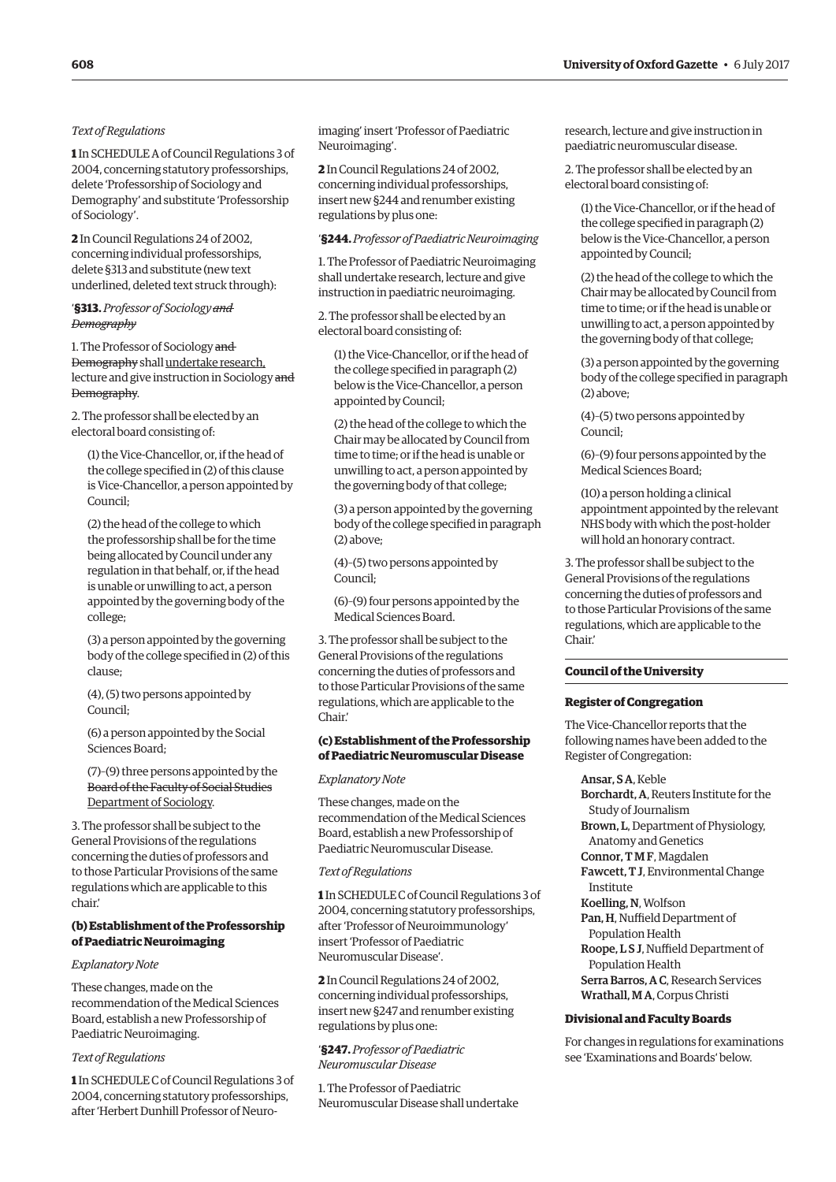*Text of Regulations*

**1** In SCHEDULE A of Council Regulations 3 of 2004, concerning statutory professorships, delete 'Professorship of Sociology and Demography' and substitute 'Professorship of Sociology'.

**2** In Council Regulations 24 of 2002, concerning individual professorships, delete §313 and substitute (new text underlined, deleted text struck through):

'**§313.** *Professor of Sociology ~~and Demography~~*

1. The Professor of Sociology ~~and Demography~~ shall undertake research, lecture and give instruction in Sociology ~~and Demography~~.

2. The professor shall be elected by an electoral board consisting of:

(1) the Vice-Chancellor, or, if the head of the college specified in (2) of this clause is Vice-Chancellor, a person appointed by Council;

(2) the head of the college to which the professorship shall be for the time being allocated by Council under any regulation in that behalf, or, if the head is unable or unwilling to act, a person appointed by the governing body of the college;

(3) a person appointed by the governing body of the college specified in (2) of this clause;

(4), (5) two persons appointed by Council;

(6) a person appointed by the Social Sciences Board;

(7)–(9) three persons appointed by the ~~Board of the Faculty of Social Studies~~ Department of Sociology.

3. The professor shall be subject to the General Provisions of the regulations concerning the duties of professors and to those Particular Provisions of the same regulations which are applicable to this chair.'

### (b) Establishment of the Professorship of Paediatric Neuroimaging

*Explanatory Note*

These changes, made on the recommendation of the Medical Sciences Board, establish a new Professorship of Paediatric Neuroimaging.

*Text of Regulations*

**1** In SCHEDULE C of Council Regulations 3 of 2004, concerning statutory professorships, after 'Herbert Dunhill Professor of Neuro-imaging' insert 'Professor of Paediatric Neuroimaging'.

**2** In Council Regulations 24 of 2002, concerning individual professorships, insert new §244 and renumber existing regulations by plus one:

'**§244.** *Professor of Paediatric Neuroimaging*

1. The Professor of Paediatric Neuroimaging shall undertake research, lecture and give instruction in paediatric neuroimaging.

2. The professor shall be elected by an electoral board consisting of:

(1) the Vice-Chancellor, or if the head of the college specified in paragraph (2) below is the Vice-Chancellor, a person appointed by Council;

(2) the head of the college to which the Chair may be allocated by Council from time to time; or if the head is unable or unwilling to act, a person appointed by the governing body of that college;

(3) a person appointed by the governing body of the college specified in paragraph (2) above;

(4)–(5) two persons appointed by Council;

(6)–(9) four persons appointed by the Medical Sciences Board.

3. The professor shall be subject to the General Provisions of the regulations concerning the duties of professors and to those Particular Provisions of the same regulations, which are applicable to the Chair.'

### (c) Establishment of the Professorship of Paediatric Neuromuscular Disease

*Explanatory Note*

These changes, made on the recommendation of the Medical Sciences Board, establish a new Professorship of Paediatric Neuromuscular Disease.

*Text of Regulations*

**1** In SCHEDULE C of Council Regulations 3 of 2004, concerning statutory professorships, after 'Professor of Neuroimmunology' insert 'Professor of Paediatric Neuromuscular Disease'.

**2** In Council Regulations 24 of 2002, concerning individual professorships, insert new §247 and renumber existing regulations by plus one:

'**§247.** *Professor of Paediatric Neuromuscular Disease*

1. The Professor of Paediatric Neuromuscular Disease shall undertake research, lecture and give instruction in paediatric neuromuscular disease.

2. The professor shall be elected by an electoral board consisting of:

(1) the Vice-Chancellor, or if the head of the college specified in paragraph (2) below is the Vice-Chancellor, a person appointed by Council;

(2) the head of the college to which the Chair may be allocated by Council from time to time; or if the head is unable or unwilling to act, a person appointed by the governing body of that college;

(3) a person appointed by the governing body of the college specified in paragraph (2) above;

(4)–(5) two persons appointed by Council;

(6)–(9) four persons appointed by the Medical Sciences Board;

(10) a person holding a clinical appointment appointed by the relevant NHS body with which the post-holder will hold an honorary contract.

3. The professor shall be subject to the General Provisions of the regulations concerning the duties of professors and to those Particular Provisions of the same regulations, which are applicable to the Chair.'

## Council of the University

### Register of Congregation

The Vice-Chancellor reports that the following names have been added to the Register of Congregation:

**Ansar, S A**, Keble
**Borchardt, A**, Reuters Institute for the Study of Journalism
**Brown, L**, Department of Physiology, Anatomy and Genetics
**Connor, T M F**, Magdalen
**Fawcett, T J**, Environmental Change Institute
**Koelling, N**, Wolfson
**Pan, H**, Nuffield Department of Population Health
**Roope, L S J**, Nuffield Department of Population Health
**Serra Barros, A C**, Research Services
**Wrathall, M A**, Corpus Christi

### Divisional and Faculty Boards

For changes in regulations for examinations see 'Examinations and Boards' below.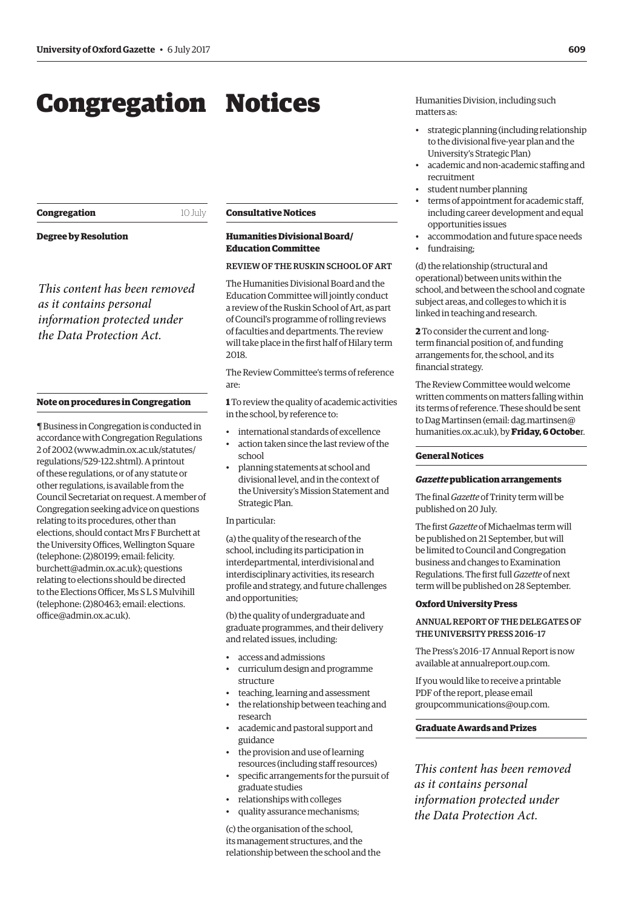# Congregation Notices

## Congregation

10 July

### Degree by Resolution

*This content has been removed as it contains personal information protected under the Data Protection Act.*

### Note on procedures in Congregation

¶ Business in Congregation is conducted in accordance with Congregation Regulations 2 of 2002 (www.admin.ox.ac.uk/statutes/regulations/529-122.shtml). A printout of these regulations, or of any statute or other regulations, is available from the Council Secretariat on request. A member of Congregation seeking advice on questions relating to its procedures, other than elections, should contact Mrs F Burchett at the University Offices, Wellington Square (telephone: (2)80199; email: felicity.burchett@admin.ox.ac.uk); questions relating to elections should be directed to the Elections Officer, Ms S L S Mulvihill (telephone: (2)80463; email: elections.office@admin.ox.ac.uk).

## Consultative Notices

### Humanities Divisional Board/ Education Committee

REVIEW OF THE RUSKIN SCHOOL OF ART

The Humanities Divisional Board and the Education Committee will jointly conduct a review of the Ruskin School of Art, as part of Council's programme of rolling reviews of faculties and departments. The review will take place in the first half of Hilary term 2018.

The Review Committee's terms of reference are:

**1** To review the quality of academic activities in the school, by reference to:

- international standards of excellence
- action taken since the last review of the school
- planning statements at school and divisional level, and in the context of the University's Mission Statement and Strategic Plan.

In particular:

(a) the quality of the research of the school, including its participation in interdepartmental, interdivisional and interdisciplinary activities, its research profile and strategy, and future challenges and opportunities;

(b) the quality of undergraduate and graduate programmes, and their delivery and related issues, including:

- access and admissions
- curriculum design and programme structure
- teaching, learning and assessment
- the relationship between teaching and research
- academic and pastoral support and guidance
- the provision and use of learning resources (including staff resources)
- specific arrangements for the pursuit of graduate studies
- relationships with colleges
- quality assurance mechanisms;

(c) the organisation of the school, its management structures, and the relationship between the school and the Humanities Division, including such matters as:

- strategic planning (including relationship to the divisional five-year plan and the University's Strategic Plan)
- academic and non-academic staffing and recruitment
- student number planning
- terms of appointment for academic staff, including career development and equal opportunities issues
- accommodation and future space needs
- fundraising;

(d) the relationship (structural and operational) between units within the school, and between the school and cognate subject areas, and colleges to which it is linked in teaching and research.

**2** To consider the current and long-term financial position of, and funding arrangements for, the school, and its financial strategy.

The Review Committee would welcome written comments on matters falling within its terms of reference. These should be sent to Dag Martinsen (email: dag.martinsen@humanities.ox.ac.uk), by **Friday, 6 October**.

## General Notices

### *Gazette* publication arrangements

The final *Gazette* of Trinity term will be published on 20 July.

The first *Gazette* of Michaelmas term will be published on 21 September, but will be limited to Council and Congregation business and changes to Examination Regulations. The first full *Gazette* of next term will be published on 28 September.

### Oxford University Press

ANNUAL REPORT OF THE DELEGATES OF THE UNIVERSITY PRESS 2016–17

The Press's 2016–17 Annual Report is now available at annualreport.oup.com.

If you would like to receive a printable PDF of the report, please email groupcommunications@oup.com.

## Graduate Awards and Prizes

*This content has been removed as it contains personal information protected under the Data Protection Act.*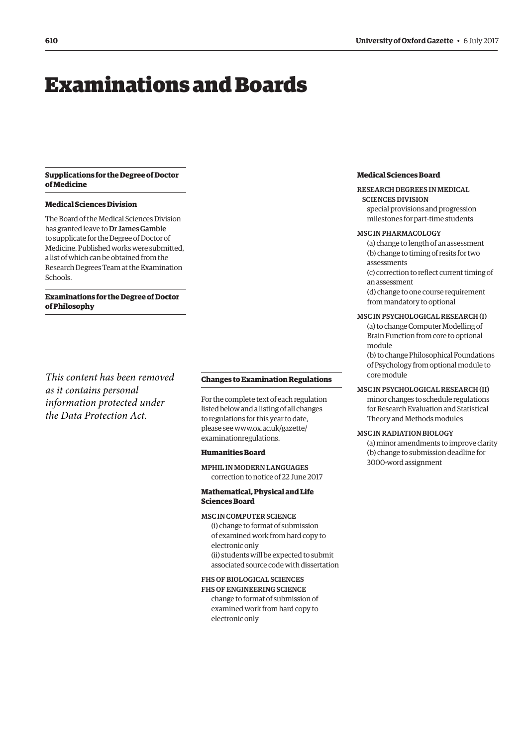# Examinations and Boards

## Supplications for the Degree of Doctor of Medicine

### Medical Sciences Division

The Board of the Medical Sciences Division has granted leave to **Dr James Gamble** to supplicate for the Degree of Doctor of Medicine. Published works were submitted, a list of which can be obtained from the Research Degrees Team at the Examination Schools.

## Examinations for the Degree of Doctor of Philosophy

*This content has been removed as it contains personal information protected under the Data Protection Act.*

## Changes to Examination Regulations

For the complete text of each regulation listed below and a listing of all changes to regulations for this year to date, please see www.ox.ac.uk/gazette/examinationregulations.

### Humanities Board

MPHIL IN MODERN LANGUAGES
correction to notice of 22 June 2017

### Mathematical, Physical and Life Sciences Board

MSC IN COMPUTER SCIENCE
(i) change to format of submission of examined work from hard copy to electronic only
(ii) students will be expected to submit associated source code with dissertation

FHS OF BIOLOGICAL SCIENCES
FHS OF ENGINEERING SCIENCE
change to format of submission of examined work from hard copy to electronic only

### Medical Sciences Board

RESEARCH DEGREES IN MEDICAL SCIENCES DIVISION
special provisions and progression milestones for part-time students

MSC IN PHARMACOLOGY
(a) change to length of an assessment
(b) change to timing of resits for two assessments
(c) correction to reflect current timing of an assessment
(d) change to one course requirement from mandatory to optional

MSC IN PSYCHOLOGICAL RESEARCH (I)
(a) to change Computer Modelling of Brain Function from core to optional module
(b) to change Philosophical Foundations of Psychology from optional module to core module

MSC IN PSYCHOLOGICAL RESEARCH (II)
minor changes to schedule regulations for Research Evaluation and Statistical Theory and Methods modules

MSC IN RADIATION BIOLOGY
(a) minor amendments to improve clarity
(b) change to submission deadline for 3000-word assignment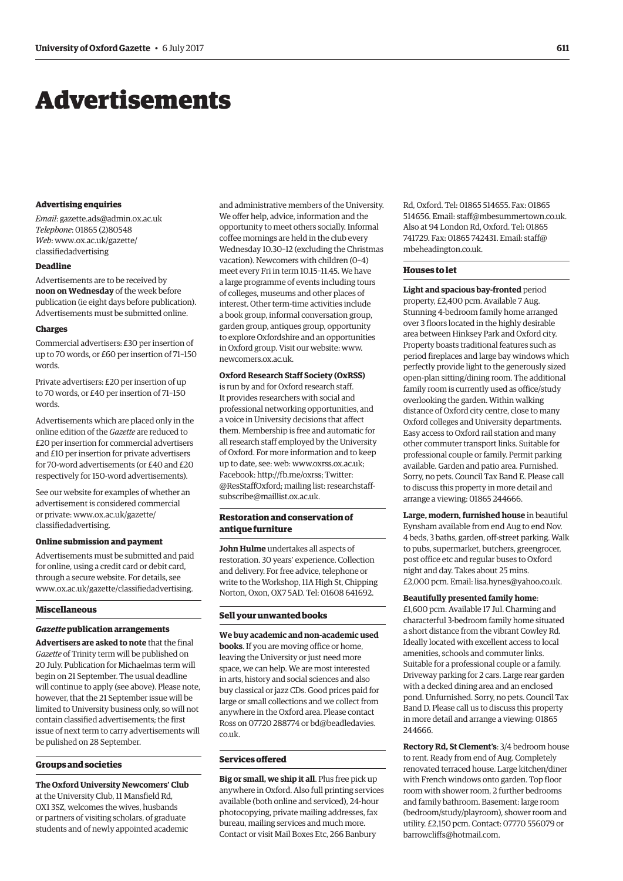# Advertisements

### Advertising enquiries

*Email*: gazette.ads@admin.ox.ac.uk
*Telephone*: 01865 (2)80548
*Web*: www.ox.ac.uk/gazette/classifiedadvertising

### Deadline

Advertisements are to be received by **noon on Wednesday** of the week before publication (ie eight days before publication). Advertisements must be submitted online.

### Charges

Commercial advertisers: £30 per insertion of up to 70 words, or £60 per insertion of 71–150 words.

Private advertisers: £20 per insertion of up to 70 words, or £40 per insertion of 71–150 words.

Advertisements which are placed only in the online edition of the *Gazette* are reduced to £20 per insertion for commercial advertisers and £10 per insertion for private advertisers for 70-word advertisements (or £40 and £20 respectively for 150-word advertisements).

See our website for examples of whether an advertisement is considered commercial or private: www.ox.ac.uk/gazette/classifiedadvertising.

### Online submission and payment

Advertisements must be submitted and paid for online, using a credit card or debit card, through a secure website. For details, see www.ox.ac.uk/gazette/classifiedadvertising.

### Miscellaneous

#### *Gazette* publication arrangements

**Advertisers are asked to note** that the final *Gazette* of Trinity term will be published on 20 July. Publication for Michaelmas term will begin on 21 September. The usual deadline will continue to apply (see above). Please note, however, that the 21 September issue will be limited to University business only, so will not contain classified advertisements; the first issue of next term to carry advertisements will be pulished on 28 September.

### Groups and societies

**The Oxford University Newcomers' Club** at the University Club, 11 Mansfield Rd, OX1 3SZ, welcomes the wives, husbands or partners of visiting scholars, of graduate students and of newly appointed academic and administrative members of the University. We offer help, advice, information and the opportunity to meet others socially. Informal coffee mornings are held in the club every Wednesday 10.30–12 (excluding the Christmas vacation). Newcomers with children (0–4) meet every Fri in term 10.15–11.45. We have a large programme of events including tours of colleges, museums and other places of interest. Other term-time activities include a book group, informal conversation group, garden group, antiques group, opportunity to explore Oxfordshire and an opportunities in Oxford group. Visit our website: www.newcomers.ox.ac.uk.

**Oxford Research Staff Society (OxRSS)** is run by and for Oxford research staff. It provides researchers with social and professional networking opportunities, and a voice in University decisions that affect them. Membership is free and automatic for all research staff employed by the University of Oxford. For more information and to keep up to date, see: web: www.oxrss.ox.ac.uk; Facebook: http://fb.me/oxrss; Twitter: @ResStaffOxford; mailing list: researchstaff-subscribe@maillist.ox.ac.uk.

### Restoration and conservation of antique furniture

**John Hulme** undertakes all aspects of restoration. 30 years' experience. Collection and delivery. For free advice, telephone or write to the Workshop, 11A High St, Chipping Norton, Oxon, OX7 5AD. Tel: 01608 641692.

### Sell your unwanted books

**We buy academic and non-academic used books**. If you are moving office or home, leaving the University or just need more space, we can help. We are most interested in arts, history and social sciences and also buy classical or jazz CDs. Good prices paid for large or small collections and we collect from anywhere in the Oxford area. Please contact Ross on 07720 288774 or bd@beadledavies.co.uk.

### Services offered

**Big or small, we ship it all**. Plus free pick up anywhere in Oxford. Also full printing services available (both online and serviced), 24-hour photocopying, private mailing addresses, fax bureau, mailing services and much more. Contact or visit Mail Boxes Etc, 266 Banbury Rd, Oxford. Tel: 01865 514655. Fax: 01865 514656. Email: staff@mbesummertown.co.uk. Also at 94 London Rd, Oxford. Tel: 01865 741729. Fax: 01865 742431. Email: staff@mbeheadington.co.uk.

### Houses to let

**Light and spacious bay-fronted** period property, £2,400 pcm. Available 7 Aug. Stunning 4-bedroom family home arranged over 3 floors located in the highly desirable area between Hinksey Park and Oxford city. Property boasts traditional features such as period fireplaces and large bay windows which perfectly provide light to the generously sized open-plan sitting/dining room. The additional family room is currently used as office/study overlooking the garden. Within walking distance of Oxford city centre, close to many Oxford colleges and University departments. Easy access to Oxford rail station and many other commuter transport links. Suitable for professional couple or family. Permit parking available. Garden and patio area. Furnished. Sorry, no pets. Council Tax Band E. Please call to discuss this property in more detail and arrange a viewing: 01865 244666.

**Large, modern, furnished house** in beautiful Eynsham available from end Aug to end Nov. 4 beds, 3 baths, garden, off-street parking. Walk to pubs, supermarket, butchers, greengrocer, post office etc and regular buses to Oxford night and day. Takes about 25 mins. £2,000 pcm. Email: lisa.hynes@yahoo.co.uk.

**Beautifully presented family home**: £1,600 pcm. Available 17 Jul. Charming and characterful 3-bedroom family home situated a short distance from the vibrant Cowley Rd. Ideally located with excellent access to local amenities, schools and commuter links. Suitable for a professional couple or a family. Driveway parking for 2 cars. Large rear garden with a decked dining area and an enclosed pond. Unfurnished. Sorry, no pets. Council Tax Band D. Please call us to discuss this property in more detail and arrange a viewing: 01865 244666.

**Rectory Rd, St Clement's**: 3/4 bedroom house to rent. Ready from end of Aug. Completely renovated terraced house. Large kitchen/diner with French windows onto garden. Top floor room with shower room, 2 further bedrooms and family bathroom. Basement: large room (bedroom/study/playroom), shower room and utility. £2,150 pcm. Contact: 07770 556079 or barrowcliffs@hotmail.com.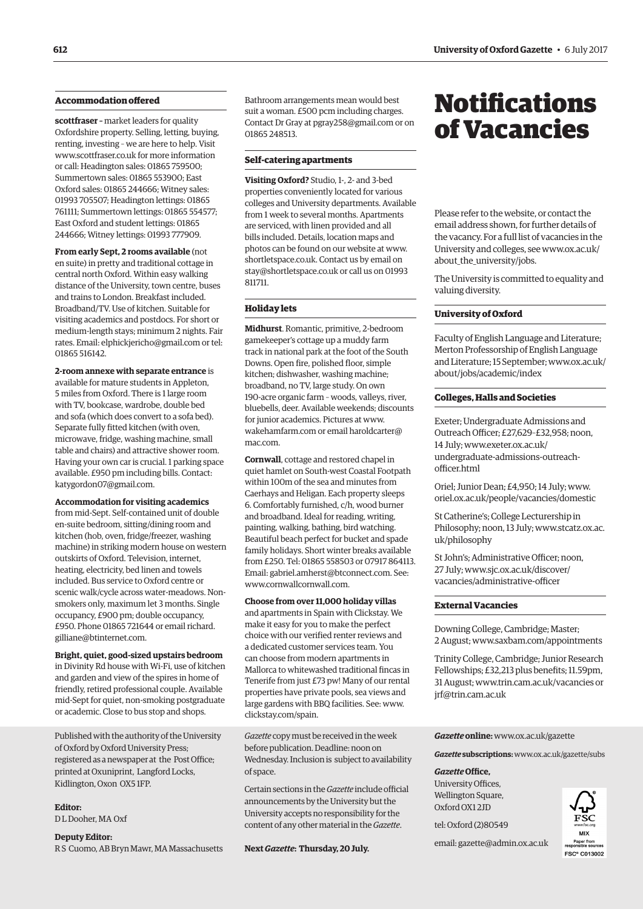### Accommodation offered

**scottfraser** – market leaders for quality Oxfordshire property. Selling, letting, buying, renting, investing – we are here to help. Visit www.scottfraser.co.uk for more information or call: Headington sales: 01865 759500; Summertown sales: 01865 553900; East Oxford sales: 01865 244666; Witney sales: 01993 705507; Headington lettings: 01865 761111; Summertown lettings: 01865 554577; East Oxford and student lettings: 01865 244666; Witney lettings: 01993 777909.

**From early Sept, 2 rooms available** (not en suite) in pretty and traditional cottage in central north Oxford. Within easy walking distance of the University, town centre, buses and trains to London. Breakfast included. Broadband/TV. Use of kitchen. Suitable for visiting academics and postdocs. For short or medium-length stays; minimum 2 nights. Fair rates. Email: elphickjericho@gmail.com or tel: 01865 516142.

**2-room annexe with separate entrance** is available for mature students in Appleton, 5 miles from Oxford. There is 1 large room with TV, bookcase, wardrobe, double bed and sofa (which does convert to a sofa bed). Separate fully fitted kitchen (with oven, microwave, fridge, washing machine, small table and chairs) and attractive shower room. Having your own car is crucial. 1 parking space available. £950 pm including bills. Contact: katygordon07@gmail.com.

**Accommodation for visiting academics** from mid-Sept. Self-contained unit of double en-suite bedroom, sitting/dining room and kitchen (hob, oven, fridge/freezer, washing machine) in striking modern house on western outskirts of Oxford. Television, internet, heating, electricity, bed linen and towels included. Bus service to Oxford centre or scenic walk/cycle across water-meadows. Non-smokers only, maximum let 3 months. Single occupancy, £900 pm; double occupancy, £950. Phone 01865 721644 or email richard.gilliane@btinternet.com.

**Bright, quiet, good-sized upstairs bedroom** in Divinity Rd house with Wi-Fi, use of kitchen and garden and view of the spires in home of friendly, retired professional couple. Available mid-Sept for quiet, non-smoking postgraduate or academic. Close to bus stop and shops. Bathroom arrangements mean would best suit a woman. £500 pcm including charges. Contact Dr Gray at pgray258@gmail.com or on 01865 248513.

### Self-catering apartments

**Visiting Oxford?** Studio, 1-, 2- and 3-bed properties conveniently located for various colleges and University departments. Available from 1 week to several months. Apartments are serviced, with linen provided and all bills included. Details, location maps and photos can be found on our website at www.shortletspace.co.uk. Contact us by email on stay@shortletspace.co.uk or call us on 01993 811711.

### Holiday lets

**Midhurst**. Romantic, primitive, 2-bedroom gamekeeper's cottage up a muddy farm track in national park at the foot of the South Downs. Open fire, polished floor, simple kitchen; dishwasher, washing machine; broadband, no TV, large study. On own 190-acre organic farm – woods, valleys, river, bluebells, deer. Available weekends; discounts for junior academics. Pictures at www.wakehamfarm.com or email haroldcarter@mac.com.

**Cornwall**, cottage and restored chapel in quiet hamlet on South-west Coastal Footpath within 100m of the sea and minutes from Caerhays and Heligan. Each property sleeps 6. Comfortably furnished, c/h, wood burner and broadband. Ideal for reading, writing, painting, walking, bathing, bird watching. Beautiful beach perfect for bucket and spade family holidays. Short winter breaks available from £250. Tel: 01865 558503 or 07917 864113. Email: gabriel.amherst@btconnect.com. See: www.cornwallcornwall.com.

**Choose from over 11,000 holiday villas** and apartments in Spain with Clickstay. We make it easy for you to make the perfect choice with our verified renter reviews and a dedicated customer services team. You can choose from modern apartments in Mallorca to whitewashed traditional fincas in Tenerife from just £73 pw! Many of our rental properties have private pools, sea views and large gardens with BBQ facilities. See: www.clickstay.com/spain.

# Notifications of Vacancies

Please refer to the website, or contact the email address shown, for further details of the vacancy. For a full list of vacancies in the University and colleges, see www.ox.ac.uk/about_the_university/jobs.

The University is committed to equality and valuing diversity.

### University of Oxford

Faculty of English Language and Literature; Merton Professorship of English Language and Literature; 15 September; www.ox.ac.uk/about/jobs/academic/index

### Colleges, Halls and Societies

Exeter; Undergraduate Admissions and Outreach Officer; £27,629–£32,958; noon, 14 July; www.exeter.ox.ac.uk/undergraduate-admissions-outreach-officer.html

Oriel; Junior Dean; £4,950; 14 July; www.oriel.ox.ac.uk/people/vacancies/domestic

St Catherine's; College Lecturership in Philosophy; noon, 13 July; www.stcatz.ox.ac.uk/philosophy

St John's; Administrative Officer; noon, 27 July; www.sjc.ox.ac.uk/discover/vacancies/administrative-officer

### External Vacancies

Downing College, Cambridge; Master; 2 August; www.saxbam.com/appointments

Trinity College, Cambridge; Junior Research Fellowships; £32,213 plus benefits; 11.59pm, 31 August; www.trin.cam.ac.uk/vacancies or jrf@trin.cam.ac.uk

---

Published with the authority of the University of Oxford by Oxford University Press; registered as a newspaper at the Post Office; printed at Oxuniprint, Langford Locks, Kidlington, Oxon OX5 1FP.

**Editor:**
D L Dooher, MA Oxf

**Deputy Editor:**
R S Cuomo, AB Bryn Mawr, MA Massachusetts

*Gazette* copy must be received in the week before publication. Deadline: noon on Wednesday. Inclusion is subject to availability of space.

Certain sections in the *Gazette* include official announcements by the University but the University accepts no responsibility for the content of any other material in the *Gazette*.

**Next *Gazette*: Thursday, 20 July.**

***Gazette* online:** www.ox.ac.uk/gazette

***Gazette* subscriptions:** www.ox.ac.uk/gazette/subs

***Gazette* Office,**
University Offices,
Wellington Square,
Oxford OX1 2JD

tel: Oxford (2)80549

email: gazette@admin.ox.ac.uk

FSC www.fsc.org MIX Paper from responsible sources FSC® C013002